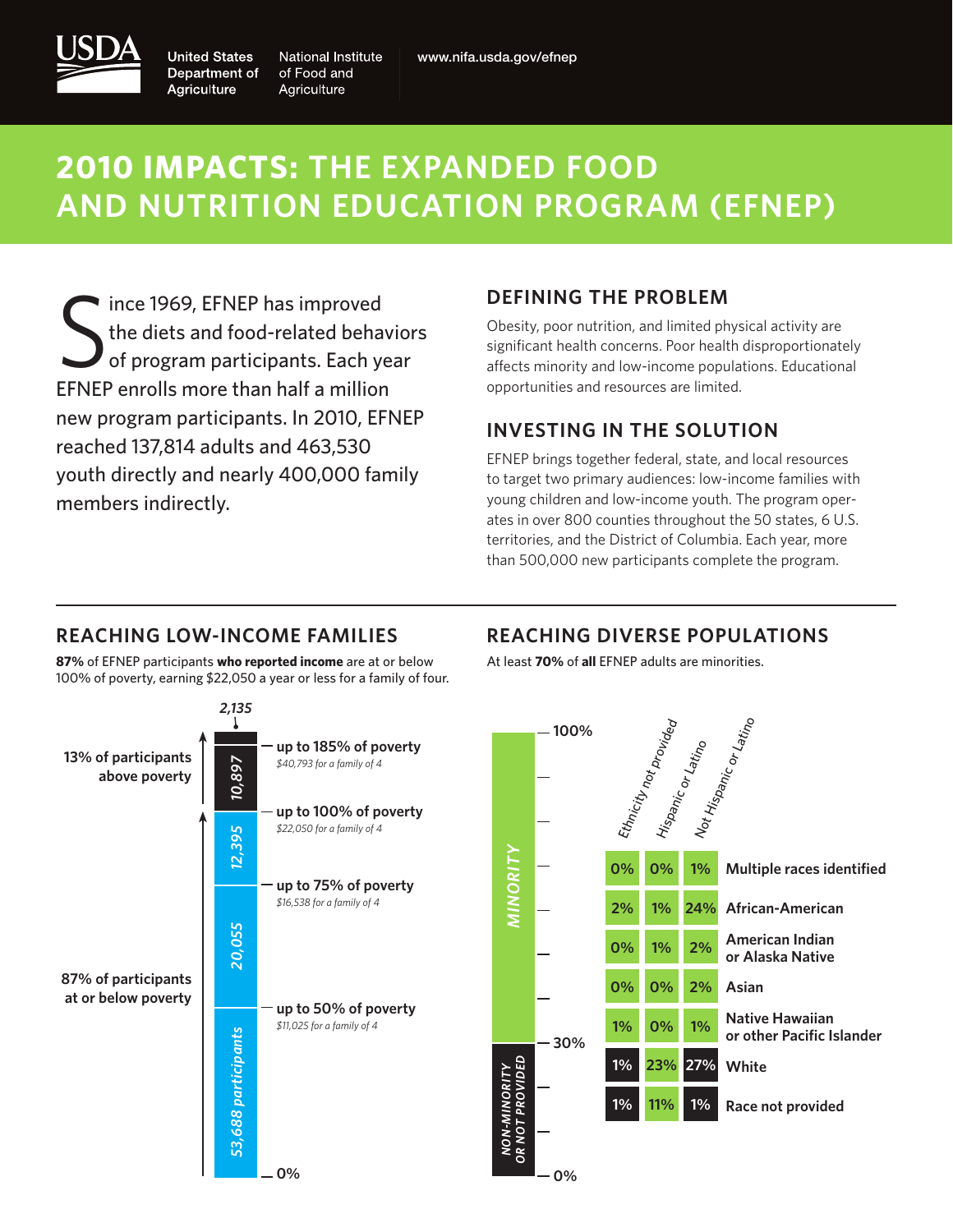United States Department of Agriculture | National Institute of Food and Agriculture

www.nifa.usda.gov/efnep

# 2010 IMPACTS: THE EXPANDED FOOD AND NUTRITION EDUCATION PROGRAM (EFNEP)

Since 1969, EFNEP has improved the diets and food-related behaviors of program participants. Each year EFNEP enrolls more than half a million new program participants. In 2010, EFNEP reached 137,814 adults and 463,530 youth directly and nearly 400,000 family members indirectly.

## DEFINING THE PROBLEM

Obesity, poor nutrition, and limited physical activity are significant health concerns. Poor health disproportionately affects minority and low-income populations. Educational opportunities and resources are limited.

## INVESTING IN THE SOLUTION

EFNEP brings together federal, state, and local resources to target two primary audiences: low-income families with young children and low-income youth. The program operates in over 800 counties throughout the 50 states, 6 U.S. territories, and the District of Columbia. Each year, more than 500,000 new participants complete the program.

## REACHING LOW-INCOME FAMILIES

**87%** of EFNEP participants **who reported income** are at or below 100% of poverty, earning $22,050 a year or less for a family of four.

| Poverty level | Participants |
| --- | --- |
| Above 185% of poverty | 2,135 |
| up to 185% of poverty (*$40,793 for a family of 4*) | 10,897 |
| up to 100% of poverty (*$22,050 for a family of 4*) | 12,395 |
| up to 75% of poverty (*$16,538 for a family of 4*) | 20,055 |
| up to 50% of poverty (*$11,025 for a family of 4*) | 53,688 participants |

13% of participants above poverty

87% of participants at or below poverty

## REACHING DIVERSE POPULATIONS

At least **70%** of **all** EFNEP adults are minorities.

Minority: 30%–100%; Non-minority or not provided: 0%–30%

| Race | Ethnicity not provided | Hispanic or Latino | Not Hispanic or Latino |
| --- | --- | --- | --- |
| Multiple races identified | 0% | 0% | 1% |
| African-American | 2% | 1% | 24% |
| American Indian or Alaska Native | 0% | 1% | 2% |
| Asian | 0% | 0% | 2% |
| Native Hawaiian or other Pacific Islander | 1% | 0% | 1% |
| White | 1% | 23% | 27% |
| Race not provided | 1% | 11% | 1% |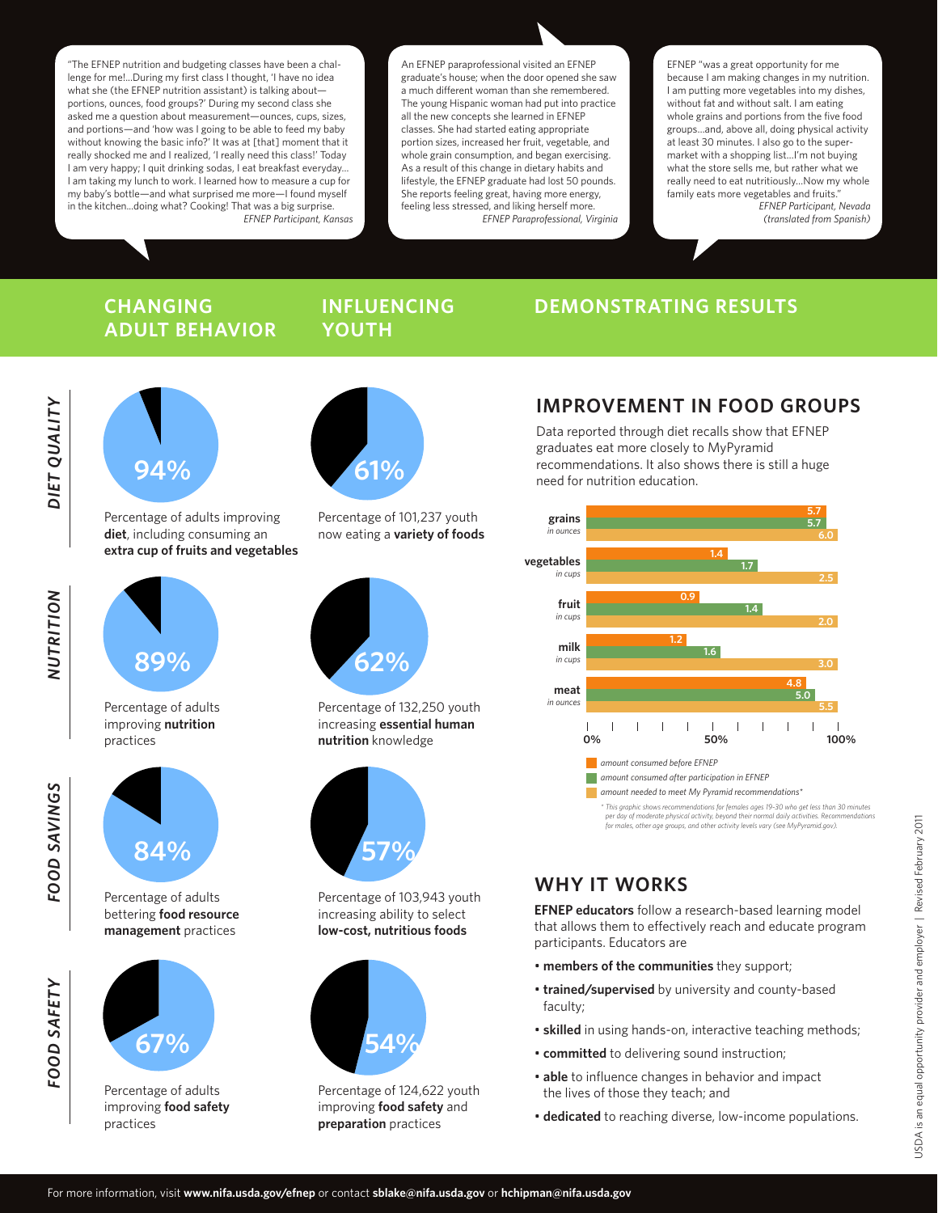"The EFNEP nutrition and budgeting classes have been a challenge for me!...During my first class I thought, 'I have no idea what she (the EFNEP nutrition assistant) is talking about—portions, ounces, food groups?' During my second class she asked me a question about measurement—ounces, cups, sizes, and portions—and 'how was I going to be able to feed my baby without knowing the basic info?' It was at [that] moment that it really shocked me and I realized, 'I really need this class!' Today I am very happy; I quit drinking sodas, I eat breakfast everyday... I am taking my lunch to work. I learned how to measure a cup for my baby's bottle—and what surprised me more—I found myself in the kitchen...doing what? Cooking! That was a big surprise.

*EFNEP Participant, Kansas*

An EFNEP paraprofessional visited an EFNEP graduate's house; when the door opened she saw a much different woman than she remembered. The young Hispanic woman had put into practice all the new concepts she learned in EFNEP classes. She had started eating appropriate portion sizes, increased her fruit, vegetable, and whole grain consumption, and began exercising. As a result of this change in dietary habits and lifestyle, the EFNEP graduate had lost 50 pounds. She reports feeling great, having more energy, feeling less stressed, and liking herself more.

*EFNEP Paraprofessional, Virginia*

EFNEP "was a great opportunity for me because I am making changes in my nutrition. I am putting more vegetables into my dishes, without fat and without salt. I am eating whole grains and portions from the five food groups...and, above all, doing physical activity at least 30 minutes. I also go to the supermarket with a shopping list...I'm not buying what the store sells me, but rather what we really need to eat nutritiously...Now my whole family eats more vegetables and fruits."

*EFNEP Participant, Nevada (translated from Spanish)*

## CHANGING ADULT BEHAVIOR

## INFLUENCING YOUTH

## DEMONSTRATING RESULTS

### DIET QUALITY

94%

Percentage of adults improving **diet**, including consuming an **extra cup of fruits and vegetables**

61%

Percentage of 101,237 youth now eating a **variety of foods**

### NUTRITION

89%

Percentage of adults improving **nutrition** practices

62%

Percentage of 132,250 youth increasing **essential human nutrition** knowledge

### FOOD SAVINGS

84%

Percentage of adults bettering **food resource management** practices

57%

Percentage of 103,943 youth increasing ability to select **low-cost, nutritious foods**

### FOOD SAFETY

67%

Percentage of adults improving **food safety** practices

54%

Percentage of 124,622 youth improving **food safety** and **preparation** practices

## IMPROVEMENT IN FOOD GROUPS

Data reported through diet recalls show that EFNEP graduates eat more closely to MyPyramid recommendations. It also shows there is still a huge need for nutrition education.

grains *in ounces* 5.7 5.7 6.0

vegetables *in cups* 1.4 1.7 2.5

fruit *in cups* 0.9 1.4 2.0

milk *in cups* 1.2 1.6 3.0

meat *in ounces* 4.8 5.0 5.5

0% 50% 100%

*amount consumed before EFNEP*

*amount consumed after participation in EFNEP*

*amount needed to meet My Pyramid recommendations**

*\* This graphic shows recommendations for females ages 19–30 who get less than 30 minutes per day of moderate physical activity, beyond their normal daily activities. Recommendations for males, other age groups, and other activity levels vary (see MyPyramid.gov).*

## WHY IT WORKS

**EFNEP educators** follow a research-based learning model that allows them to effectively reach and educate program participants. Educators are

- **members of the communities** they support;
- **trained/supervised** by university and county-based faculty;
- **skilled** in using hands-on, interactive teaching methods;
- **committed** to delivering sound instruction;
- **able** to influence changes in behavior and impact the lives of those they teach; and
- **dedicated** to reaching diverse, low-income populations.

USDA is an equal opportunity provider and employer | Revised February 2011

For more information, visit **www.nifa.usda.gov/efnep** or contact **sblake@nifa.usda.gov** or **hchipman@nifa.usda.gov**